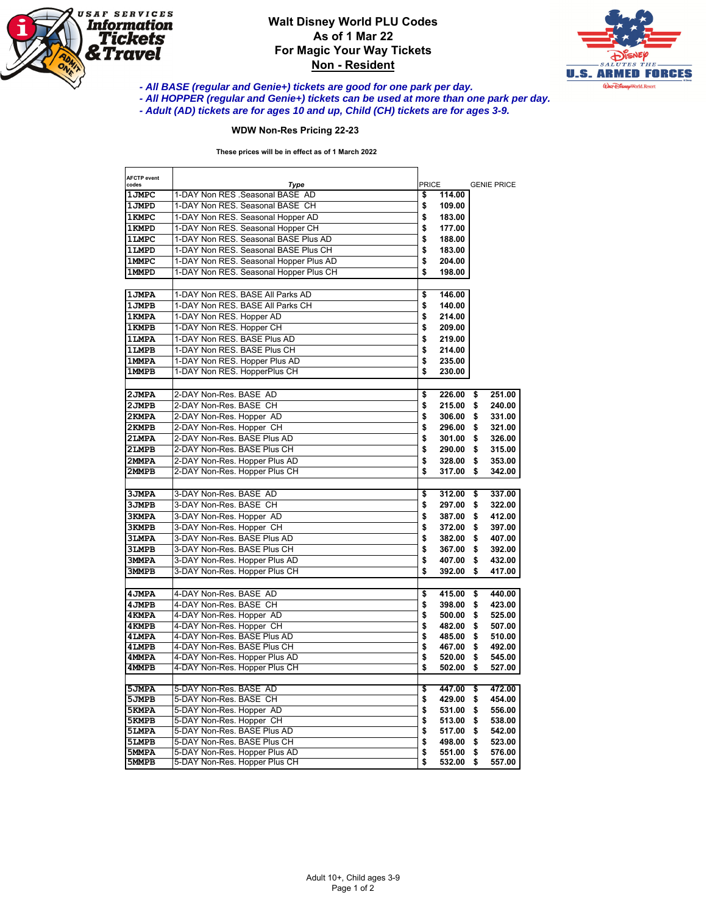# Walt Disney World PLU Codes
## As of 1 Mar 22
## For Magic Your Way Tickets
## Non - Resident

*- All BASE (regular and Genie+) tickets are good for one park per day.*
*- All HOPPER (regular and Genie+) tickets can be used at more than one park per day.*
*- Adult (AD) tickets are for ages 10 and up, Child (CH) tickets are for ages 3-9.*

**WDW Non-Res Pricing 22-23**

**These prices will be in effect as of 1 March 2022**

| AFCTP event codes | Type | PRICE | GENIE PRICE |
|---|---|---|---|
| 1JMPC | 1-DAY Non RES .Seasonal BASE AD | $ 114.00 | |
| 1JMPD | 1-DAY Non RES. Seasonal BASE CH | $ 109.00 | |
| 1KMPC | 1-DAY Non RES. Seasonal Hopper AD | $ 183.00 | |
| 1KMPD | 1-DAY Non RES. Seasonal Hopper CH | $ 177.00 | |
| 1LMPC | 1-DAY Non RES. Seasonal BASE Plus AD | $ 188.00 | |
| 1LMPD | 1-DAY Non RES. Seasonal BASE Plus CH | $ 183.00 | |
| 1MMPC | 1-DAY Non RES. Seasonal Hopper Plus AD | $ 204.00 | |
| 1MMPD | 1-DAY Non RES. Seasonal Hopper Plus CH | $ 198.00 | |
| | | | |
| 1JMPA | 1-DAY Non RES. BASE All Parks AD | $ 146.00 | |
| 1JMPB | 1-DAY Non RES. BASE All Parks CH | $ 140.00 | |
| 1KMPA | 1-DAY Non RES. Hopper AD | $ 214.00 | |
| 1KMPB | 1-DAY Non RES. Hopper CH | $ 209.00 | |
| 1LMPA | 1-DAY Non RES. BASE Plus AD | $ 219.00 | |
| 1LMPB | 1-DAY Non RES. BASE Plus CH | $ 214.00 | |
| 1MMPA | 1-DAY Non RES. Hopper Plus AD | $ 235.00 | |
| 1MMPB | 1-DAY Non RES. HopperPlus CH | $ 230.00 | |
| | | | |
| 2JMPA | 2-DAY Non-Res. BASE AD | $ 226.00 | $ 251.00 |
| 2JMPB | 2-DAY Non-Res. BASE CH | $ 215.00 | $ 240.00 |
| 2KMPA | 2-DAY Non-Res. Hopper AD | $ 306.00 | $ 331.00 |
| 2KMPB | 2-DAY Non-Res. Hopper CH | $ 296.00 | $ 321.00 |
| 2LMPA | 2-DAY Non-Res. BASE Plus AD | $ 301.00 | $ 326.00 |
| 2LMPB | 2-DAY Non-Res. BASE Plus CH | $ 290.00 | $ 315.00 |
| 2MMPA | 2-DAY Non-Res. Hopper Plus AD | $ 328.00 | $ 353.00 |
| 2MMPB | 2-DAY Non-Res. Hopper Plus CH | $ 317.00 | $ 342.00 |
| | | | |
| 3JMPA | 3-DAY Non-Res. BASE AD | $ 312.00 | $ 337.00 |
| 3JMPB | 3-DAY Non-Res. BASE CH | $ 297.00 | $ 322.00 |
| 3KMPA | 3-DAY Non-Res. Hopper AD | $ 387.00 | $ 412.00 |
| 3KMPB | 3-DAY Non-Res. Hopper CH | $ 372.00 | $ 397.00 |
| 3LMPA | 3-DAY Non-Res. BASE Plus AD | $ 382.00 | $ 407.00 |
| 3LMPB | 3-DAY Non-Res. BASE Plus CH | $ 367.00 | $ 392.00 |
| 3MMPA | 3-DAY Non-Res. Hopper Plus AD | $ 407.00 | $ 432.00 |
| 3MMPB | 3-DAY Non-Res. Hopper Plus CH | $ 392.00 | $ 417.00 |
| | | | |
| 4JMPA | 4-DAY Non-Res. BASE AD | $ 415.00 | $ 440.00 |
| 4JMPB | 4-DAY Non-Res. BASE CH | $ 398.00 | $ 423.00 |
| 4KMPA | 4-DAY Non-Res. Hopper AD | $ 500.00 | $ 525.00 |
| 4KMPB | 4-DAY Non-Res. Hopper CH | $ 482.00 | $ 507.00 |
| 4LMPA | 4-DAY Non-Res. BASE Plus AD | $ 485.00 | $ 510.00 |
| 4LMPB | 4-DAY Non-Res. BASE Plus CH | $ 467.00 | $ 492.00 |
| 4MMPA | 4-DAY Non-Res. Hopper Plus AD | $ 520.00 | $ 545.00 |
| 4MMPB | 4-DAY Non-Res. Hopper Plus CH | $ 502.00 | $ 527.00 |
| | | | |
| 5JMPA | 5-DAY Non-Res. BASE AD | $ 447.00 | $ 472.00 |
| 5JMPB | 5-DAY Non-Res. BASE CH | $ 429.00 | $ 454.00 |
| 5KMPA | 5-DAY Non-Res. Hopper AD | $ 531.00 | $ 556.00 |
| 5KMPB | 5-DAY Non-Res. Hopper CH | $ 513.00 | $ 538.00 |
| 5LMPA | 5-DAY Non-Res. BASE Plus AD | $ 517.00 | $ 542.00 |
| 5LMPB | 5-DAY Non-Res. BASE Plus CH | $ 498.00 | $ 523.00 |
| 5MMPA | 5-DAY Non-Res. Hopper Plus AD | $ 551.00 | $ 576.00 |
| 5MMPB | 5-DAY Non-Res. Hopper Plus CH | $ 532.00 | $ 557.00 |

Adult 10+, Child ages 3-9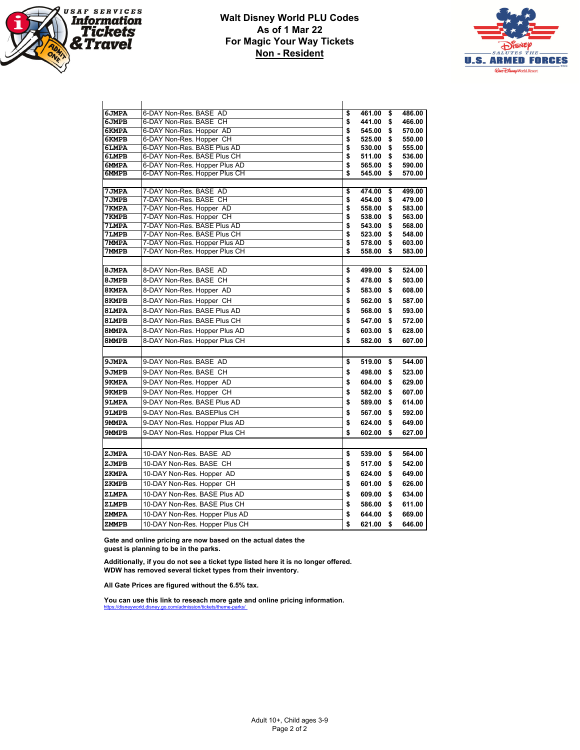# Walt Disney World PLU Codes
## As of 1 Mar 22
## For Magic Your Way Tickets
## Non - Resident

USAF SERVICES Information Tickets & Travel

DISNEY SALUTES THE U.S. ARMED FORCES — Walt Disney World Resort

| | | | |
|---|---|---|---|
| 6JMPA | 6-DAY Non-Res. BASE AD | $ 461.00 | $ 486.00 |
| 6JMPB | 6-DAY Non-Res. BASE CH | $ 441.00 | $ 466.00 |
| 6KMPA | 6-DAY Non-Res. Hopper AD | $ 545.00 | $ 570.00 |
| 6KMPB | 6-DAY Non-Res. Hopper CH | $ 525.00 | $ 550.00 |
| 6LMPA | 6-DAY Non-Res. BASE Plus AD | $ 530.00 | $ 555.00 |
| 6LMPB | 6-DAY Non-Res. BASE Plus CH | $ 511.00 | $ 536.00 |
| 6MMPA | 6-DAY Non-Res. Hopper Plus AD | $ 565.00 | $ 590.00 |
| 6MMPB | 6-DAY Non-Res. Hopper Plus CH | $ 545.00 | $ 570.00 |
| | | | |
| 7JMPA | 7-DAY Non-Res. BASE AD | $ 474.00 | $ 499.00 |
| 7JMPB | 7-DAY Non-Res. BASE CH | $ 454.00 | $ 479.00 |
| 7KMPA | 7-DAY Non-Res. Hopper AD | $ 558.00 | $ 583.00 |
| 7KMPB | 7-DAY Non-Res. Hopper CH | $ 538.00 | $ 563.00 |
| 7LMPA | 7-DAY Non-Res. BASE Plus AD | $ 543.00 | $ 568.00 |
| 7LMPB | 7-DAY Non-Res. BASE Plus CH | $ 523.00 | $ 548.00 |
| 7MMPA | 7-DAY Non-Res. Hopper Plus AD | $ 578.00 | $ 603.00 |
| 7MMPB | 7-DAY Non-Res. Hopper Plus CH | $ 558.00 | $ 583.00 |
| | | | |
| 8JMPA | 8-DAY Non-Res. BASE AD | $ 499.00 | $ 524.00 |
| 8JMPB | 8-DAY Non-Res. BASE CH | $ 478.00 | $ 503.00 |
| 8KMPA | 8-DAY Non-Res. Hopper AD | $ 583.00 | $ 608.00 |
| 8KMPB | 8-DAY Non-Res. Hopper CH | $ 562.00 | $ 587.00 |
| 8LMPA | 8-DAY Non-Res. BASE Plus AD | $ 568.00 | $ 593.00 |
| 8LMPB | 8-DAY Non-Res. BASE Plus CH | $ 547.00 | $ 572.00 |
| 8MMPA | 8-DAY Non-Res. Hopper Plus AD | $ 603.00 | $ 628.00 |
| 8MMPB | 8-DAY Non-Res. Hopper Plus CH | $ 582.00 | $ 607.00 |
| | | | |
| 9JMPA | 9-DAY Non-Res. BASE AD | $ 519.00 | $ 544.00 |
| 9JMPB | 9-DAY Non-Res. BASE CH | $ 498.00 | $ 523.00 |
| 9KMPA | 9-DAY Non-Res. Hopper AD | $ 604.00 | $ 629.00 |
| 9KMPB | 9-DAY Non-Res. Hopper CH | $ 582.00 | $ 607.00 |
| 9LMPA | 9-DAY Non-Res. BASE Plus AD | $ 589.00 | $ 614.00 |
| 9LMPB | 9-DAY Non-Res. BASEPlus CH | $ 567.00 | $ 592.00 |
| 9MMPA | 9-DAY Non-Res. Hopper Plus AD | $ 624.00 | $ 649.00 |
| 9MMPB | 9-DAY Non-Res. Hopper Plus CH | $ 602.00 | $ 627.00 |
| | | | |
| ZJMPA | 10-DAY Non-Res. BASE AD | $ 539.00 | $ 564.00 |
| ZJMPB | 10-DAY Non-Res. BASE CH | $ 517.00 | $ 542.00 |
| ZKMPA | 10-DAY Non-Res. Hopper AD | $ 624.00 | $ 649.00 |
| ZKMPB | 10-DAY Non-Res. Hopper CH | $ 601.00 | $ 626.00 |
| ZLMPA | 10-DAY Non-Res. BASE Plus AD | $ 609.00 | $ 634.00 |
| ZLMPB | 10-DAY Non-Res. BASE Plus CH | $ 586.00 | $ 611.00 |
| ZMMPA | 10-DAY Non-Res. Hopper Plus AD | $ 644.00 | $ 669.00 |
| ZMMPB | 10-DAY Non-Res. Hopper Plus CH | $ 621.00 | $ 646.00 |

**Gate and online pricing are now based on the actual dates the guest is planning to be in the parks.**

**Additionally, if you do not see a ticket type listed here it is no longer offered. WDW has removed several ticket types from their inventory.**

**All Gate Prices are figured without the 6.5% tax.**

**You can use this link to reseach more gate and online pricing information.**
https://disneyworld.disney.go.com/admission/tickets/theme-parks/

Adult 10+, Child ages 3-9